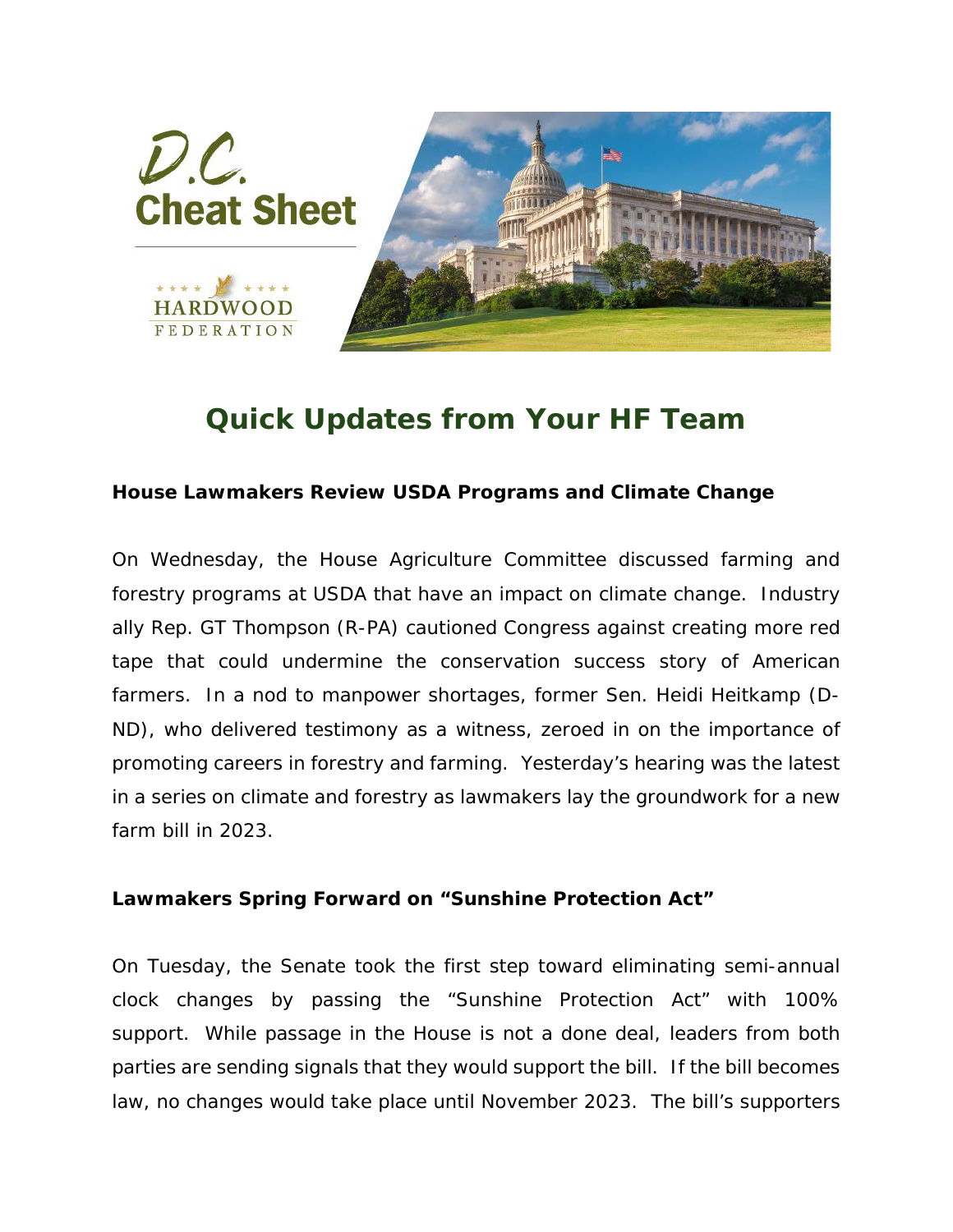D.C. Cheat Sheet

HARDWOOD FEDERATION

# Quick Updates from Your HF Team

**House Lawmakers Review USDA Programs and Climate Change**

On Wednesday, the House Agriculture Committee discussed farming and forestry programs at USDA that have an impact on climate change. Industry ally Rep. GT Thompson (R-PA) cautioned Congress against creating more red tape that could undermine the conservation success story of American farmers. In a nod to manpower shortages, former Sen. Heidi Heitkamp (D-ND), who delivered testimony as a witness, zeroed in on the importance of promoting careers in forestry and farming. Yesterday's hearing was the latest in a series on climate and forestry as lawmakers lay the groundwork for a new farm bill in 2023.

**Lawmakers Spring Forward on "Sunshine Protection Act"**

On Tuesday, the Senate took the first step toward eliminating semi-annual clock changes by passing the "Sunshine Protection Act" with 100% support. While passage in the House is not a done deal, leaders from both parties are sending signals that they would support the bill. If the bill becomes law, no changes would take place until November 2023. The bill's supporters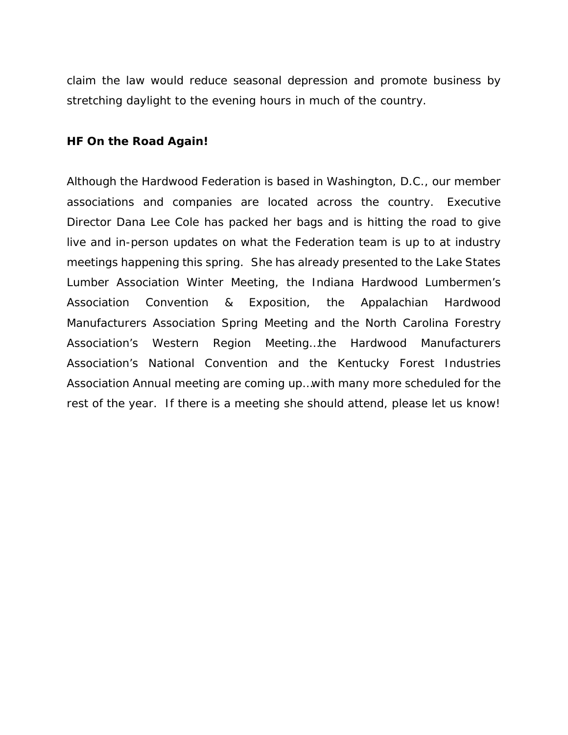claim the law would reduce seasonal depression and promote business by stretching daylight to the evening hours in much of the country.

**HF On the Road Again!**

Although the Hardwood Federation is based in Washington, D.C., our member associations and companies are located across the country. Executive Director Dana Lee Cole has packed her bags and is hitting the road to give live and in-person updates on what the Federation team is up to at industry meetings happening this spring. She has already presented to the Lake States Lumber Association Winter Meeting, the Indiana Hardwood Lumbermen's Association Convention & Exposition, the Appalachian Hardwood Manufacturers Association Spring Meeting and the North Carolina Forestry Association's Western Region Meeting…the Hardwood Manufacturers Association's National Convention and the Kentucky Forest Industries Association Annual meeting are coming up…with many more scheduled for the rest of the year. If there is a meeting she should attend, please let us know!